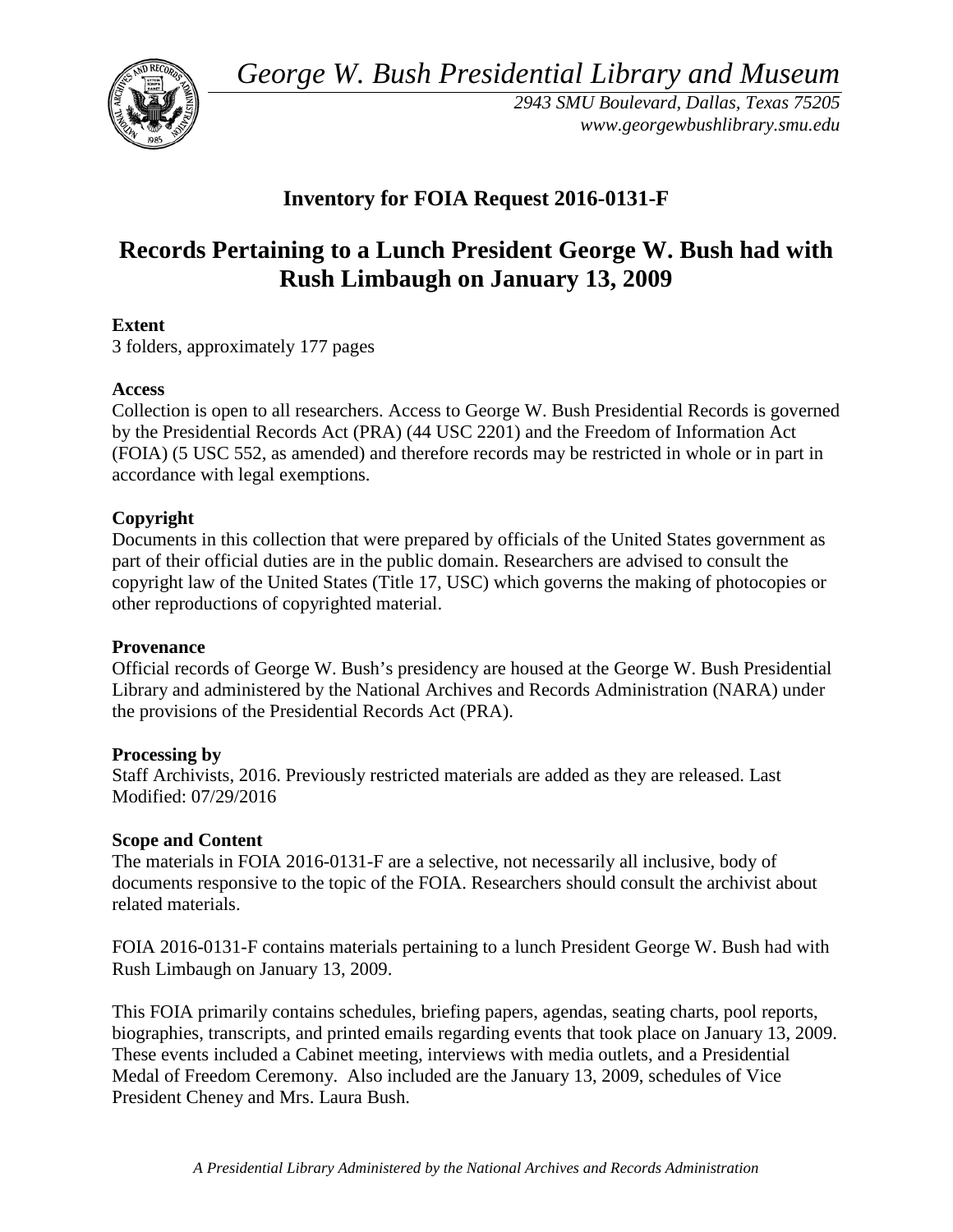*George W. Bush Presidential Library and Museum*

*2943 SMU Boulevard, Dallas, Texas 75205*
*www.georgewbushlibrary.smu.edu*

## Inventory for FOIA Request 2016-0131-F

# Records Pertaining to a Lunch President George W. Bush had with Rush Limbaugh on January 13, 2009

**Extent**
3 folders, approximately 177 pages

**Access**
Collection is open to all researchers. Access to George W. Bush Presidential Records is governed by the Presidential Records Act (PRA) (44 USC 2201) and the Freedom of Information Act (FOIA) (5 USC 552, as amended) and therefore records may be restricted in whole or in part in accordance with legal exemptions.

**Copyright**
Documents in this collection that were prepared by officials of the United States government as part of their official duties are in the public domain. Researchers are advised to consult the copyright law of the United States (Title 17, USC) which governs the making of photocopies or other reproductions of copyrighted material.

**Provenance**
Official records of George W. Bush's presidency are housed at the George W. Bush Presidential Library and administered by the National Archives and Records Administration (NARA) under the provisions of the Presidential Records Act (PRA).

**Processing by**
Staff Archivists, 2016. Previously restricted materials are added as they are released. Last Modified: 07/29/2016

**Scope and Content**
The materials in FOIA 2016-0131-F are a selective, not necessarily all inclusive, body of documents responsive to the topic of the FOIA. Researchers should consult the archivist about related materials.

FOIA 2016-0131-F contains materials pertaining to a lunch President George W. Bush had with Rush Limbaugh on January 13, 2009.

This FOIA primarily contains schedules, briefing papers, agendas, seating charts, pool reports, biographies, transcripts, and printed emails regarding events that took place on January 13, 2009. These events included a Cabinet meeting, interviews with media outlets, and a Presidential Medal of Freedom Ceremony. Also included are the January 13, 2009, schedules of Vice President Cheney and Mrs. Laura Bush.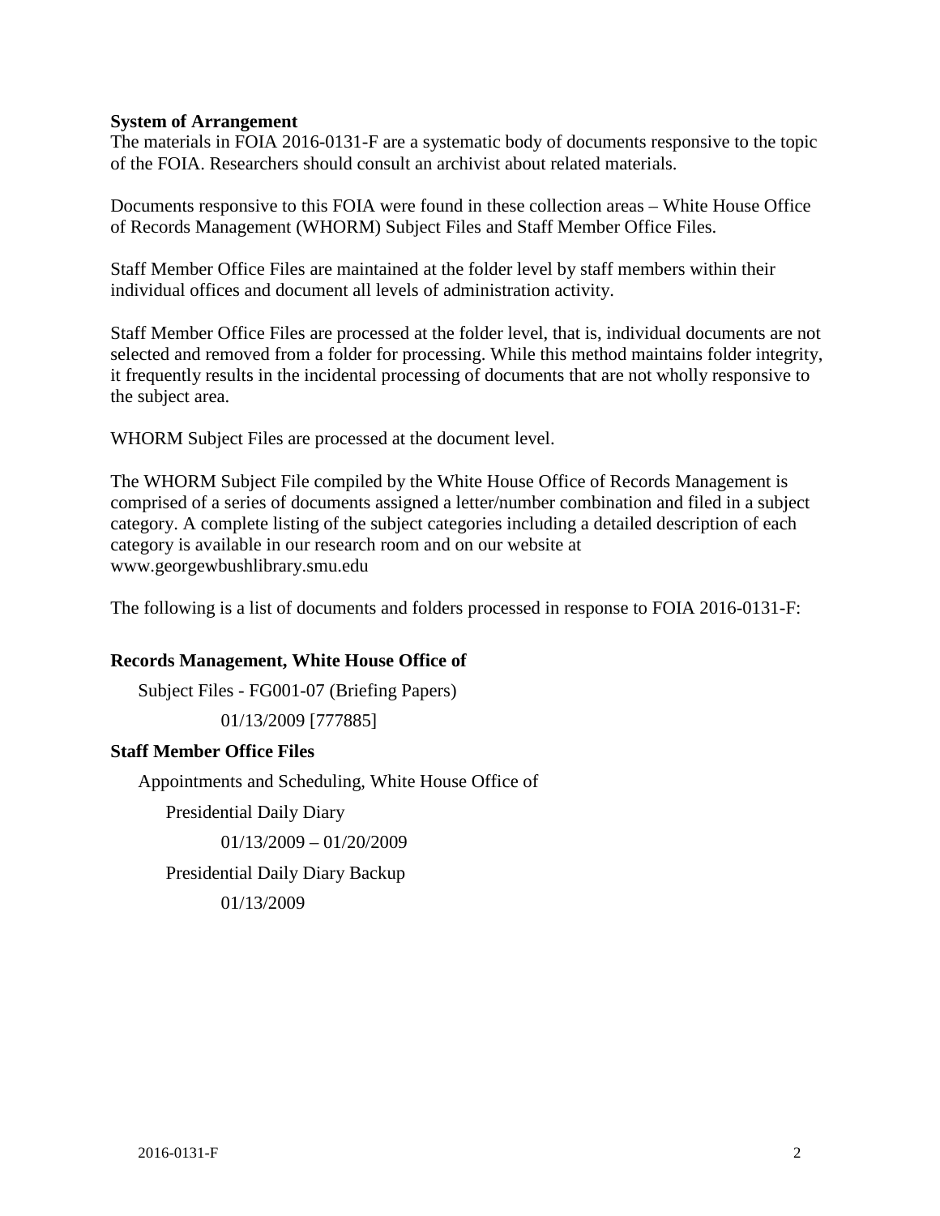**System of Arrangement**

The materials in FOIA 2016-0131-F are a systematic body of documents responsive to the topic of the FOIA. Researchers should consult an archivist about related materials.

Documents responsive to this FOIA were found in these collection areas – White House Office of Records Management (WHORM) Subject Files and Staff Member Office Files.

Staff Member Office Files are maintained at the folder level by staff members within their individual offices and document all levels of administration activity.

Staff Member Office Files are processed at the folder level, that is, individual documents are not selected and removed from a folder for processing. While this method maintains folder integrity, it frequently results in the incidental processing of documents that are not wholly responsive to the subject area.

WHORM Subject Files are processed at the document level.

The WHORM Subject File compiled by the White House Office of Records Management is comprised of a series of documents assigned a letter/number combination and filed in a subject category. A complete listing of the subject categories including a detailed description of each category is available in our research room and on our website at www.georgewbushlibrary.smu.edu

The following is a list of documents and folders processed in response to FOIA 2016-0131-F:

**Records Management, White House Office of**

Subject Files - FG001-07 (Briefing Papers)

01/13/2009 [777885]

**Staff Member Office Files**

Appointments and Scheduling, White House Office of

Presidential Daily Diary

01/13/2009 – 01/20/2009

Presidential Daily Diary Backup

01/13/2009